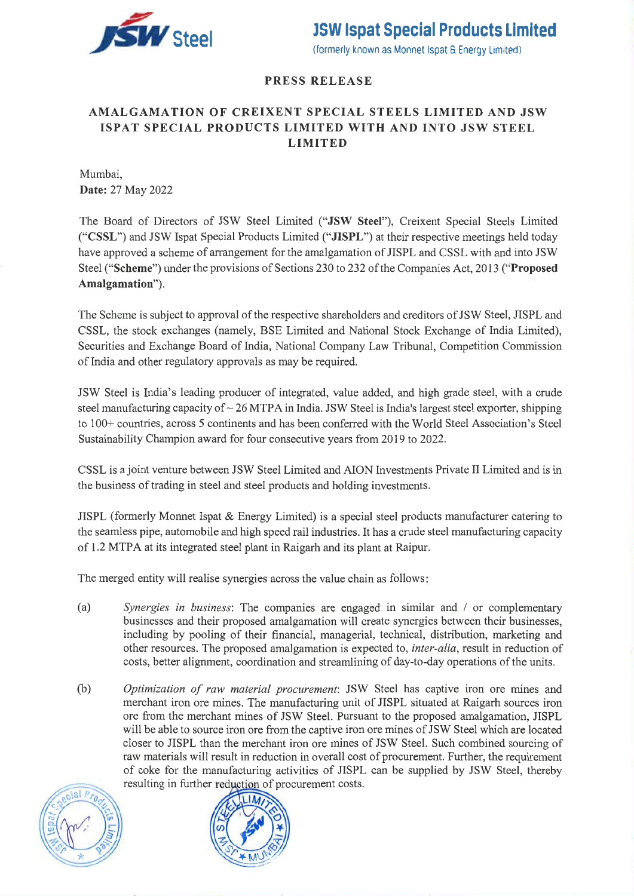**JSW Ispat Special Products Limited**
(formerly known as Monnet Ispat & Energy Limited)

## PRESS RELEASE

## AMALGAMATION OF CREIXENT SPECIAL STEELS LIMITED AND JSW ISPAT SPECIAL PRODUCTS LIMITED WITH AND INTO JSW STEEL LIMITED

Mumbai,
**Date:** 27 May 2022

The Board of Directors of JSW Steel Limited ("**JSW Steel**"), Creixent Special Steels Limited ("**CSSL**") and JSW Ispat Special Products Limited ("**JISPL**") at their respective meetings held today have approved a scheme of arrangement for the amalgamation of JISPL and CSSL with and into JSW Steel ("**Scheme**") under the provisions of Sections 230 to 232 of the Companies Act, 2013 ("**Proposed Amalgamation**").

The Scheme is subject to approval of the respective shareholders and creditors of JSW Steel, JISPL and CSSL, the stock exchanges (namely, BSE Limited and National Stock Exchange of India Limited), Securities and Exchange Board of India, National Company Law Tribunal, Competition Commission of India and other regulatory approvals as may be required.

JSW Steel is India's leading producer of integrated, value added, and high grade steel, with a crude steel manufacturing capacity of ~ 26 MTPA in India. JSW Steel is India's largest steel exporter, shipping to 100+ countries, across 5 continents and has been conferred with the World Steel Association's Steel Sustainability Champion award for four consecutive years from 2019 to 2022.

CSSL is a joint venture between JSW Steel Limited and AION Investments Private II Limited and is in the business of trading in steel and steel products and holding investments.

JISPL (formerly Monnet Ispat & Energy Limited) is a special steel products manufacturer catering to the seamless pipe, automobile and high speed rail industries. It has a crude steel manufacturing capacity of 1.2 MTPA at its integrated steel plant in Raigarh and its plant at Raipur.

The merged entity will realise synergies across the value chain as follows:

(a) *Synergies in business*: The companies are engaged in similar and / or complementary businesses and their proposed amalgamation will create synergies between their businesses, including by pooling of their financial, managerial, technical, distribution, marketing and other resources. The proposed amalgamation is expected to, *inter-alia*, result in reduction of costs, better alignment, coordination and streamlining of day-to-day operations of the units.

(b) *Optimization of raw material procurement*: JSW Steel has captive iron ore mines and merchant iron ore mines. The manufacturing unit of JISPL situated at Raigarh sources iron ore from the merchant mines of JSW Steel. Pursuant to the proposed amalgamation, JISPL will be able to source iron ore from the captive iron ore mines of JSW Steel which are located closer to JISPL than the merchant iron ore mines of JSW Steel. Such combined sourcing of raw materials will result in reduction in overall cost of procurement. Further, the requirement of coke for the manufacturing activities of JISPL can be supplied by JSW Steel, thereby resulting in further reduction of procurement costs.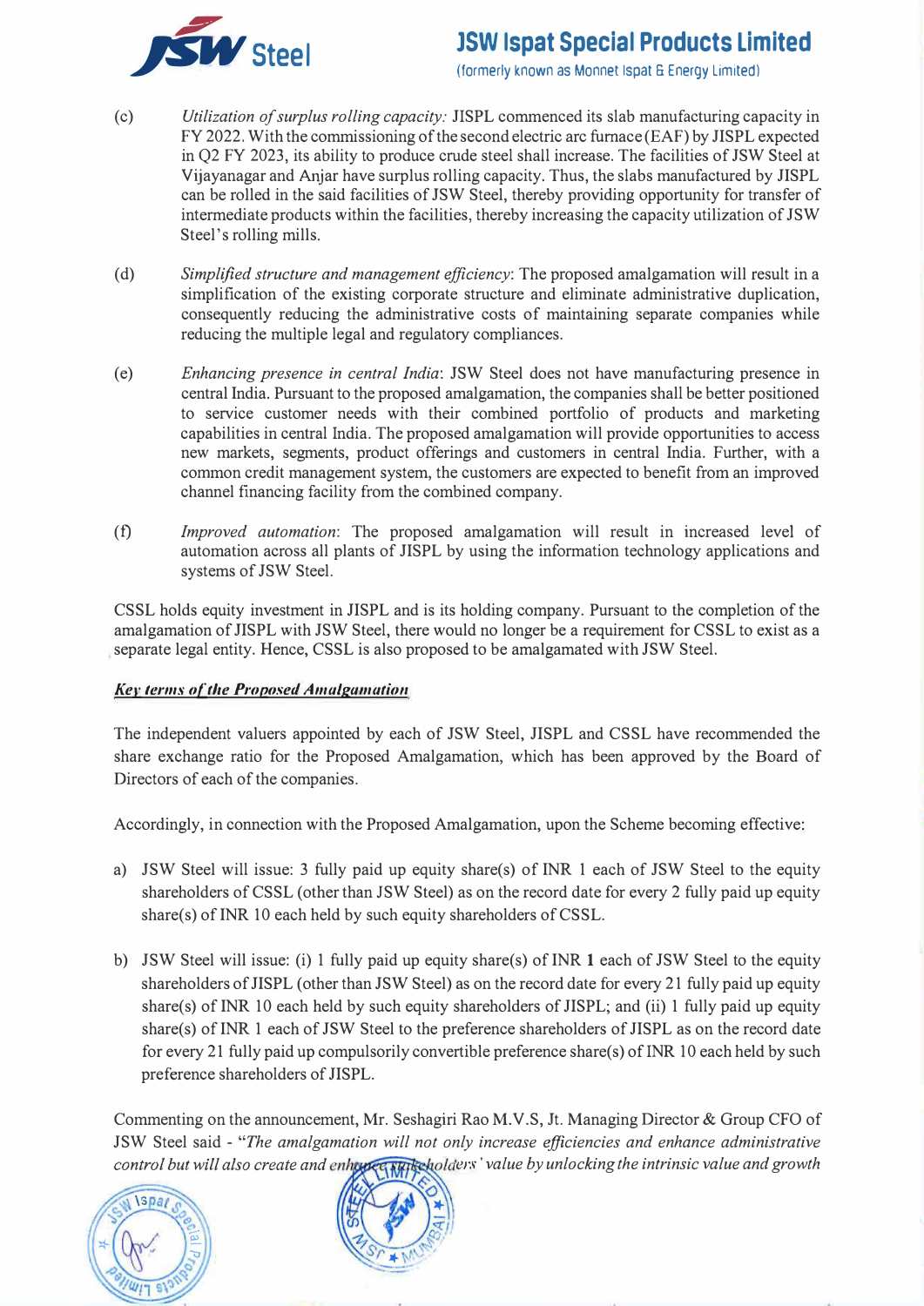(c) *Utilization of surplus rolling capacity:* JISPL commenced its slab manufacturing capacity in FY 2022. With the commissioning of the second electric arc furnace (EAF) by JISPL expected in Q2 FY 2023, its ability to produce crude steel shall increase. The facilities of JSW Steel at Vijayanagar and Anjar have surplus rolling capacity. Thus, the slabs manufactured by JISPL can be rolled in the said facilities of JSW Steel, thereby providing opportunity for transfer of intermediate products within the facilities, thereby increasing the capacity utilization of JSW Steel's rolling mills.

(d) *Simplified structure and management efficiency*: The proposed amalgamation will result in a simplification of the existing corporate structure and eliminate administrative duplication, consequently reducing the administrative costs of maintaining separate companies while reducing the multiple legal and regulatory compliances.

(e) *Enhancing presence in central India*: JSW Steel does not have manufacturing presence in central India. Pursuant to the proposed amalgamation, the companies shall be better positioned to service customer needs with their combined portfolio of products and marketing capabilities in central India. The proposed amalgamation will provide opportunities to access new markets, segments, product offerings and customers in central India. Further, with a common credit management system, the customers are expected to benefit from an improved channel financing facility from the combined company.

(f) *Improved automation*: The proposed amalgamation will result in increased level of automation across all plants of JISPL by using the information technology applications and systems of JSW Steel.

CSSL holds equity investment in JISPL and is its holding company. Pursuant to the completion of the amalgamation of JISPL with JSW Steel, there would no longer be a requirement for CSSL to exist as a separate legal entity. Hence, CSSL is also proposed to be amalgamated with JSW Steel.

***Key terms of the Proposed Amalgamation***

The independent valuers appointed by each of JSW Steel, JISPL and CSSL have recommended the share exchange ratio for the Proposed Amalgamation, which has been approved by the Board of Directors of each of the companies.

Accordingly, in connection with the Proposed Amalgamation, upon the Scheme becoming effective:

a) JSW Steel will issue: 3 fully paid up equity share(s) of INR 1 each of JSW Steel to the equity shareholders of CSSL (other than JSW Steel) as on the record date for every 2 fully paid up equity share(s) of INR 10 each held by such equity shareholders of CSSL.

b) JSW Steel will issue: (i) 1 fully paid up equity share(s) of INR **1** each of JSW Steel to the equity shareholders of JISPL (other than JSW Steel) as on the record date for every 21 fully paid up equity share(s) of INR 10 each held by such equity shareholders of JISPL; and (ii) 1 fully paid up equity share(s) of INR 1 each of JSW Steel to the preference shareholders of JISPL as on the record date for every 21 fully paid up compulsorily convertible preference share(s) of INR 10 each held by such preference shareholders of JISPL.

Commenting on the announcement, Mr. Seshagiri Rao M.V.S, Jt. Managing Director & Group CFO of JSW Steel said - "*The amalgamation will not only increase efficiencies and enhance administrative control but will also create and enhance stakeholders' value by unlocking the intrinsic value and growth*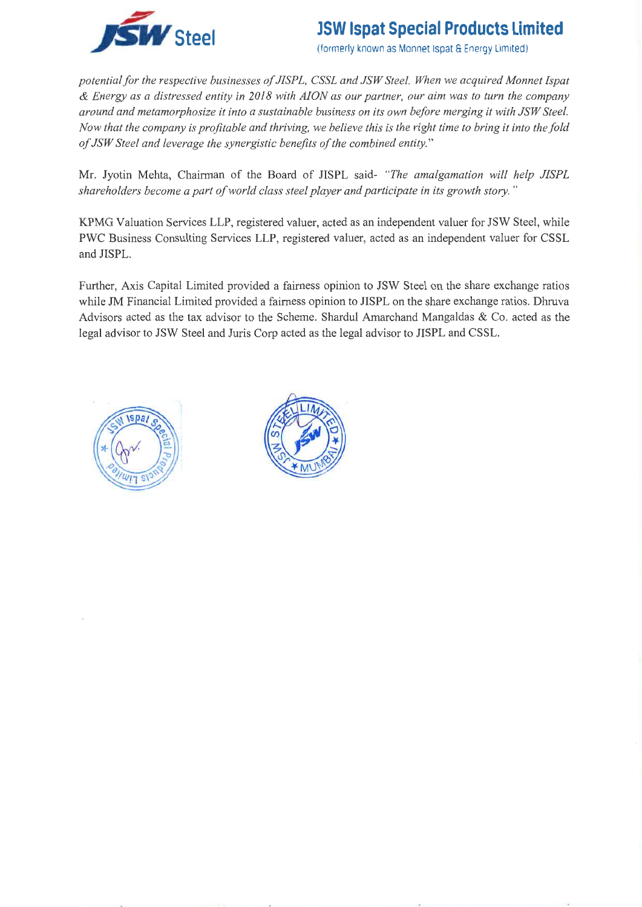*potential for the respective businesses of JISPL, CSSL and JSW Steel. When we acquired Monnet Ispat & Energy as a distressed entity in 2018 with AION as our partner, our aim was to turn the company around and metamorphosize it into a sustainable business on its own before merging it with JSW Steel. Now that the company is profitable and thriving, we believe this is the right time to bring it into the fold of JSW Steel and leverage the synergistic benefits of the combined entity."*

Mr. Jyotin Mehta, Chairman of the Board of JISPL said- *"The amalgamation will help JISPL shareholders become a part of world class steel player and participate in its growth story."*

KPMG Valuation Services LLP, registered valuer, acted as an independent valuer for JSW Steel, while PWC Business Consulting Services LLP, registered valuer, acted as an independent valuer for CSSL and JISPL.

Further, Axis Capital Limited provided a fairness opinion to JSW Steel on the share exchange ratios while JM Financial Limited provided a fairness opinion to JISPL on the share exchange ratios. Dhruva Advisors acted as the tax advisor to the Scheme. Shardul Amarchand Mangaldas & Co. acted as the legal advisor to JSW Steel and Juris Corp acted as the legal advisor to JISPL and CSSL.